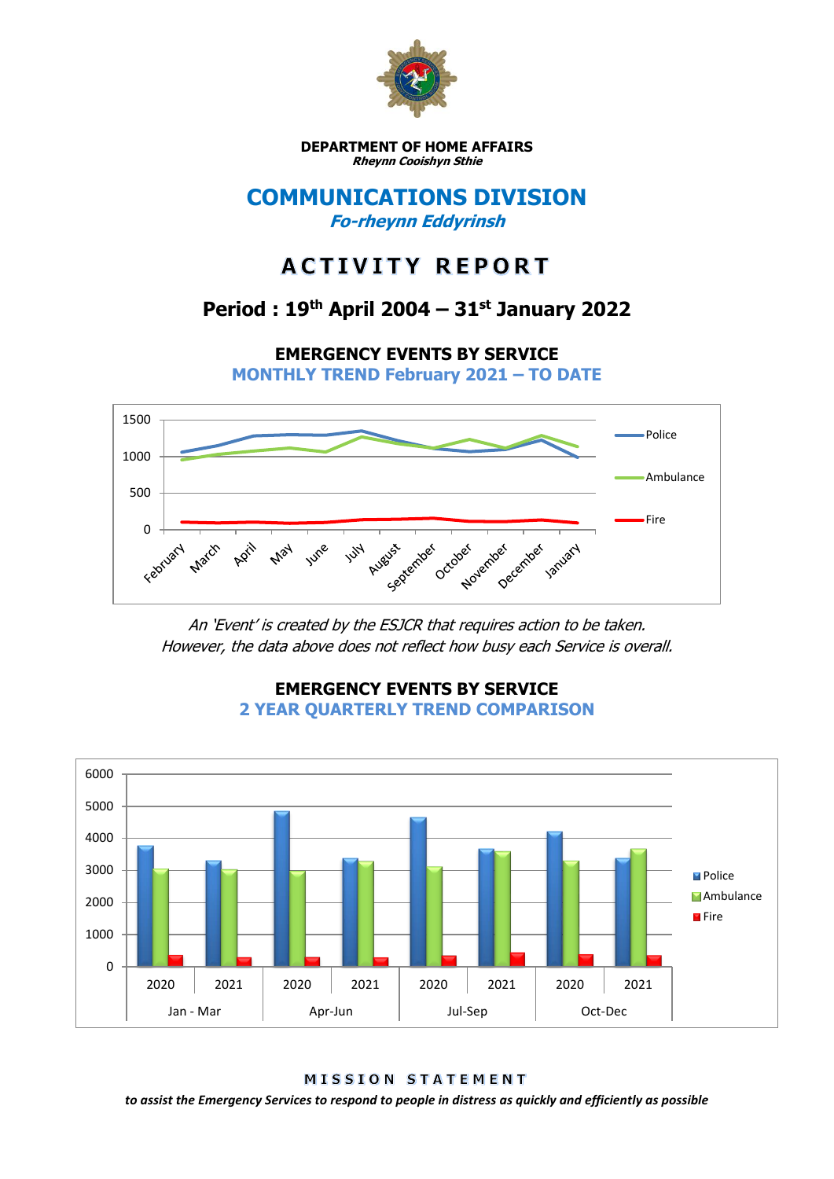**DEPARTMENT OF HOME AFFAIRS**
***Rheynn Cooishyn Sthie***

# COMMUNICATIONS DIVISION

## *Fo-rheynn Eddyrinsh*

# ACTIVITY REPORT

## Period : 19th April 2004 – 31st January 2022

### EMERGENCY EVENTS BY SERVICE
### MONTHLY TREND February 2021 – TO DATE

*An 'Event' is created by the ESJCR that requires action to be taken.*
*However, the data above does not reflect how busy each Service is overall.*

### EMERGENCY EVENTS BY SERVICE
### 2 YEAR QUARTERLY TREND COMPARISON

**MISSION STATEMENT**

***to assist the Emergency Services to respond to people in distress as quickly and efficiently as possible***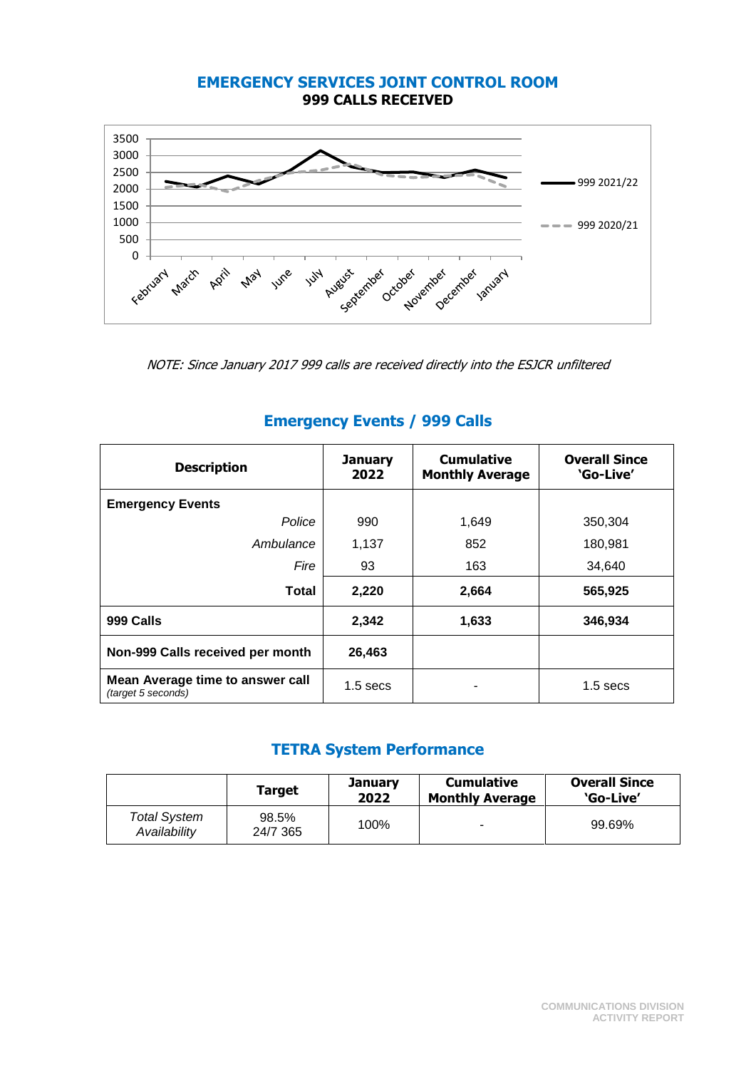# EMERGENCY SERVICES JOINT CONTROL ROOM
## 999 CALLS RECEIVED

3500
3000
2500
2000
1500
1000
500
0

February March April May June July August September October November December January

999 2021/22
999 2020/21

*NOTE: Since January 2017 999 calls are received directly into the ESJCR unfiltered*

## Emergency Events / 999 Calls

| Description | January 2022 | Cumulative Monthly Average | Overall Since 'Go-Live' |
|---|---|---|---|
| **Emergency Events** | | | |
| *Police* | 990 | 1,649 | 350,304 |
| *Ambulance* | 1,137 | 852 | 180,981 |
| *Fire* | 93 | 163 | 34,640 |
| **Total** | **2,220** | **2,664** | **565,925** |
| **999 Calls** | **2,342** | **1,633** | **346,934** |
| **Non-999 Calls received per month** | **26,463** | | |
| **Mean Average time to answer call** *(target 5 seconds)* | 1.5 secs | - | 1.5 secs |

## TETRA System Performance

| | Target | January 2022 | Cumulative Monthly Average | Overall Since 'Go-Live' |
|---|---|---|---|---|
| *Total System Availability* | 98.5% 24/7 365 | 100% | - | 99.69% |